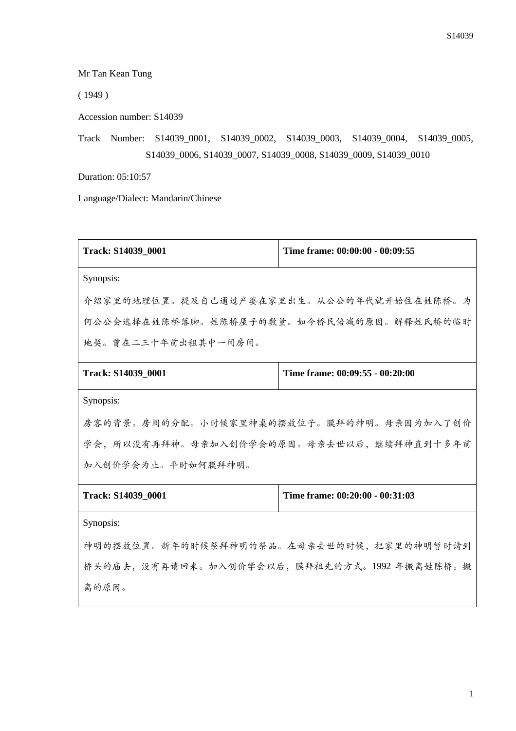Mr Tan Kean Tung

( 1949 )

Accession number: S14039

Track Number: S14039_0001, S14039_0002, S14039_0003, S14039_0004, S14039_0005, S14039_0006, S14039_0007, S14039_0008, S14039_0009, S14039_0010

Duration: 05:10:57

Language/Dialect: Mandarin/Chinese

| **Track: S14039_0001** | **Time frame: 00:00:00 - 00:09:55** |
|---|---|
| Synopsis: 介绍家里的地理位置。提及自己通过产婆在家里出生。从公公的年代就开始住在姓陈桥。为何公公会选择在姓陈桥落脚。姓陈桥屋子的数量。如今桥民倍减的原因。解释姓氏桥的临时地契。曾在二三十年前出租其中一间房间。 | |
| **Track: S14039_0001** | **Time frame: 00:09:55 - 00:20:00** |
| Synopsis: 房客的背景。房间的分配。小时候家里神桌的摆放位子。膜拜的神明。母亲因为加入了创价学会，所以没有再拜神。母亲加入创价学会的原因。母亲去世以后，继续拜神直到十多年前加入创价学会为止。平时如何膜拜神明。 | |
| **Track: S14039_0001** | **Time frame: 00:20:00 - 00:31:03** |
| Synopsis: 神明的摆放位置。新年的时候祭拜神明的祭品。在母亲去世的时候，把家里的神明暂时请到桥头的庙去，没有再请回来。加入创价学会以后，膜拜祖先的方式。1992 年搬离姓陈桥。搬离的原因。 | |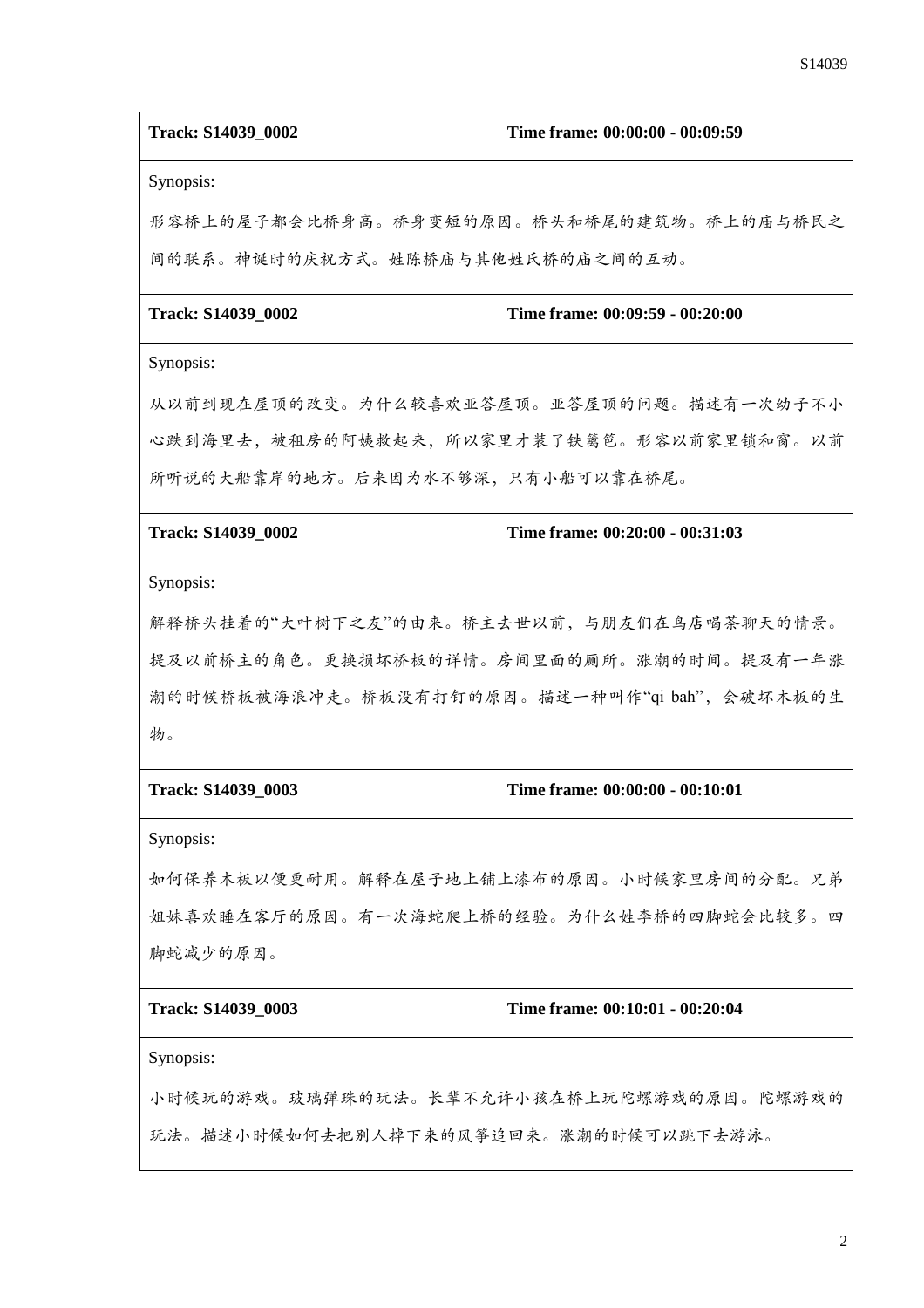| **Track: S14039_0002** | **Time frame: 00:00:00 - 00:09:59** |
|---|---|
| Synopsis:<br>形容桥上的屋子都会比桥身高。桥身变短的原因。桥头和桥尾的建筑物。桥上的庙与桥民之间的联系。神诞时的庆祝方式。姓陈桥庙与其他姓氏桥的庙之间的互动。 | |

| **Track: S14039_0002** | **Time frame: 00:09:59 - 00:20:00** |
|---|---|
| Synopsis:<br>从以前到现在屋顶的改变。为什么较喜欢亚答屋顶。亚答屋顶的问题。描述有一次幼子不小心跌到海里去，被租房的阿姨救起来，所以家里才装了铁篱笆。形容以前家里锁和窗。以前所听说的大船靠岸的地方。后来因为水不够深，只有小船可以靠在桥尾。 | |

| **Track: S14039_0002** | **Time frame: 00:20:00 - 00:31:03** |
|---|---|
| Synopsis:<br>解释桥头挂着的"大叶树下之友"的由来。桥主去世以前，与朋友们在乌店喝茶聊天的情景。提及以前桥主的角色。更换损坏桥板的详情。房间里面的厕所。涨潮的时间。提及有一年涨潮的时候桥板被海浪冲走。桥板没有打钉的原因。描述一种叫作"qi bah"，会破坏木板的生物。 | |

| **Track: S14039_0003** | **Time frame: 00:00:00 - 00:10:01** |
|---|---|
| Synopsis:<br>如何保养木板以便更耐用。解释在屋子地上铺上漆布的原因。小时候家里房间的分配。兄弟姐妹喜欢睡在客厅的原因。有一次海蛇爬上桥的经验。为什么姓李桥的四脚蛇会比较多。四脚蛇减少的原因。 | |

| **Track: S14039_0003** | **Time frame: 00:10:01 - 00:20:04** |
|---|---|
| Synopsis:<br>小时候玩的游戏。玻璃弹珠的玩法。长辈不允许小孩在桥上玩陀螺游戏的原因。陀螺游戏的玩法。描述小时候如何去把别人掉下来的风筝追回来。涨潮的时候可以跳下去游泳。 | |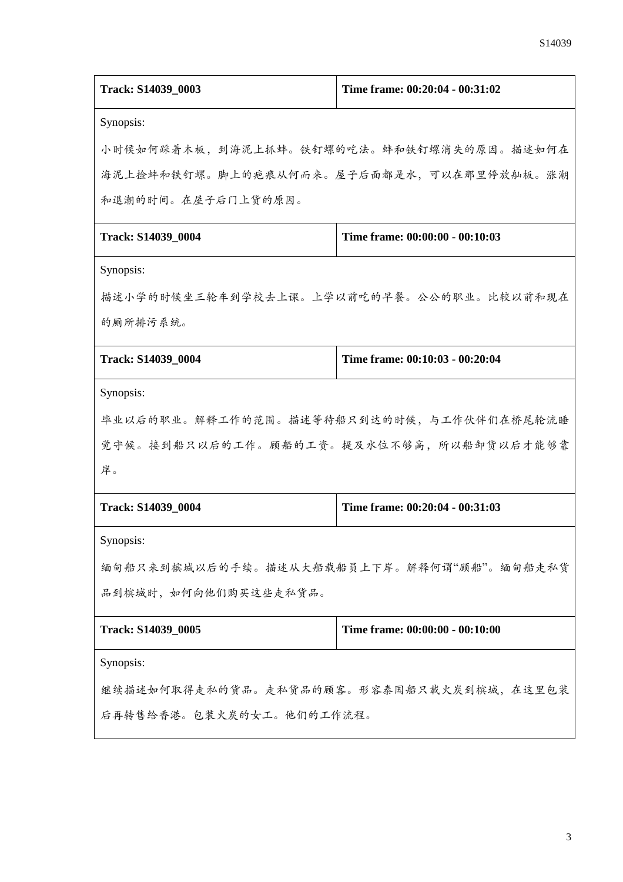| **Track: S14039_0003** | **Time frame: 00:20:04 - 00:31:02** |
|---|---|
| Synopsis:<br>小时候如何踩着木板，到海泥上抓蚌。铁钉螺的吃法。蚌和铁钉螺消失的原因。描述如何在海泥上捡蚌和铁钉螺。脚上的疤痕从何而来。屋子后面都是水，可以在那里停放舢板。涨潮和退潮的时间。在屋子后门上货的原因。 | |
| **Track: S14039_0004** | **Time frame: 00:00:00 - 00:10:03** |
| Synopsis:<br>描述小学的时候坐三轮车到学校去上课。上学以前吃的早餐。公公的职业。比较以前和现在的厕所排污系统。 | |
| **Track: S14039_0004** | **Time frame: 00:10:03 - 00:20:04** |
| Synopsis:<br>毕业以后的职业。解释工作的范围。描述等待船只到达的时候，与工作伙伴们在桥尾轮流睡觉守候。接到船只以后的工作。顾船的工资。提及水位不够高，所以船卸货以后才能够靠岸。 | |
| **Track: S14039_0004** | **Time frame: 00:20:04 - 00:31:03** |
| Synopsis:<br>缅甸船只来到槟城以后的手续。描述从大船载船员上下岸。解释何谓“顾船”。缅甸船走私货品到槟城时，如何向他们购买这些走私货品。 | |
| **Track: S14039_0005** | **Time frame: 00:00:00 - 00:10:00** |
| Synopsis:<br>继续描述如何取得走私的货品。走私货品的顾客。形容泰国船只载火炭到槟城，在这里包装后再转售给香港。包装火炭的女工。他们的工作流程。 | |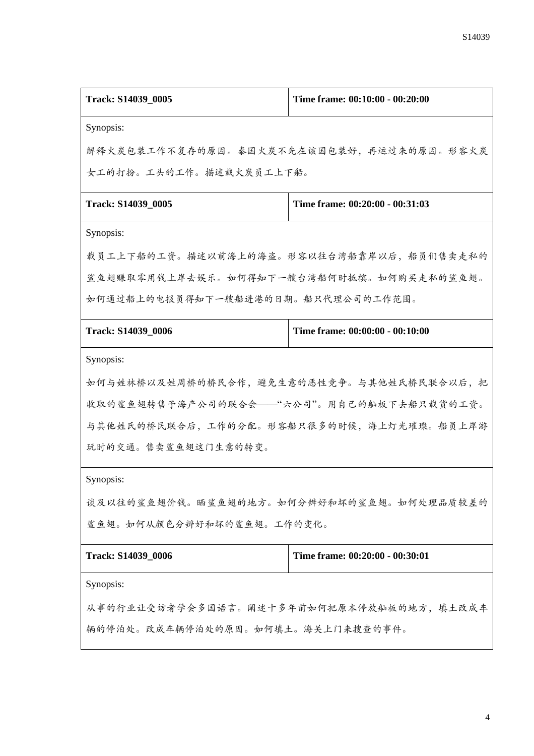| Track: S14039_0005 | Time frame: 00:10:00 - 00:20:00 |
|---|---|
| Synopsis:<br>解释火炭包装工作不复存的原因。泰国火炭不先在该国包装好，再运过来的原因。形容火炭女工的打扮。工头的工作。描述载火炭员工上下船。 | |
| **Track: S14039_0005** | **Time frame: 00:20:00 - 00:31:03** |
| Synopsis:<br>载员工上下船的工资。描述以前海上的海盗。形容以往台湾船靠岸以后，船员们售卖走私的鲨鱼翅赚取零用钱上岸去娱乐。如何得知下一艘台湾船何时抵槟。如何购买走私的鲨鱼翅。如何通过船上的电报员得知下一艘船进港的日期。船只代理公司的工作范围。 | |
| **Track: S14039_0006** | **Time frame: 00:00:00 - 00:10:00** |
| Synopsis:<br>如何与姓林桥以及姓周桥的桥民合作，避免生意的恶性竞争。与其他姓氏桥民联合以后，把收取的鲨鱼翅转售予海产公司的联合会——“六公司”。用自己的舢板下去船只载货的工资。与其他姓氏的桥民联合后，工作的分配。形容船只很多的时候，海上灯光璀璨。船员上岸游玩时的交通。售卖鲨鱼翅这门生意的转变。 | |
| Synopsis:<br>谈及以往的鲨鱼翅价钱。晒鲨鱼翅的地方。如何分辨好和坏的鲨鱼翅。如何处理品质较差的鲨鱼翅。如何从颜色分辨好和坏的鲨鱼翅。工作的变化。 | |
| **Track: S14039_0006** | **Time frame: 00:20:00 - 00:30:01** |
| Synopsis:<br>从事的行业让受访者学会多国语言。阐述十多年前如何把原本停放舢板的地方，填土改成车辆的停泊处。改成车辆停泊处的原因。如何填土。海关上门来搜查的事件。 | |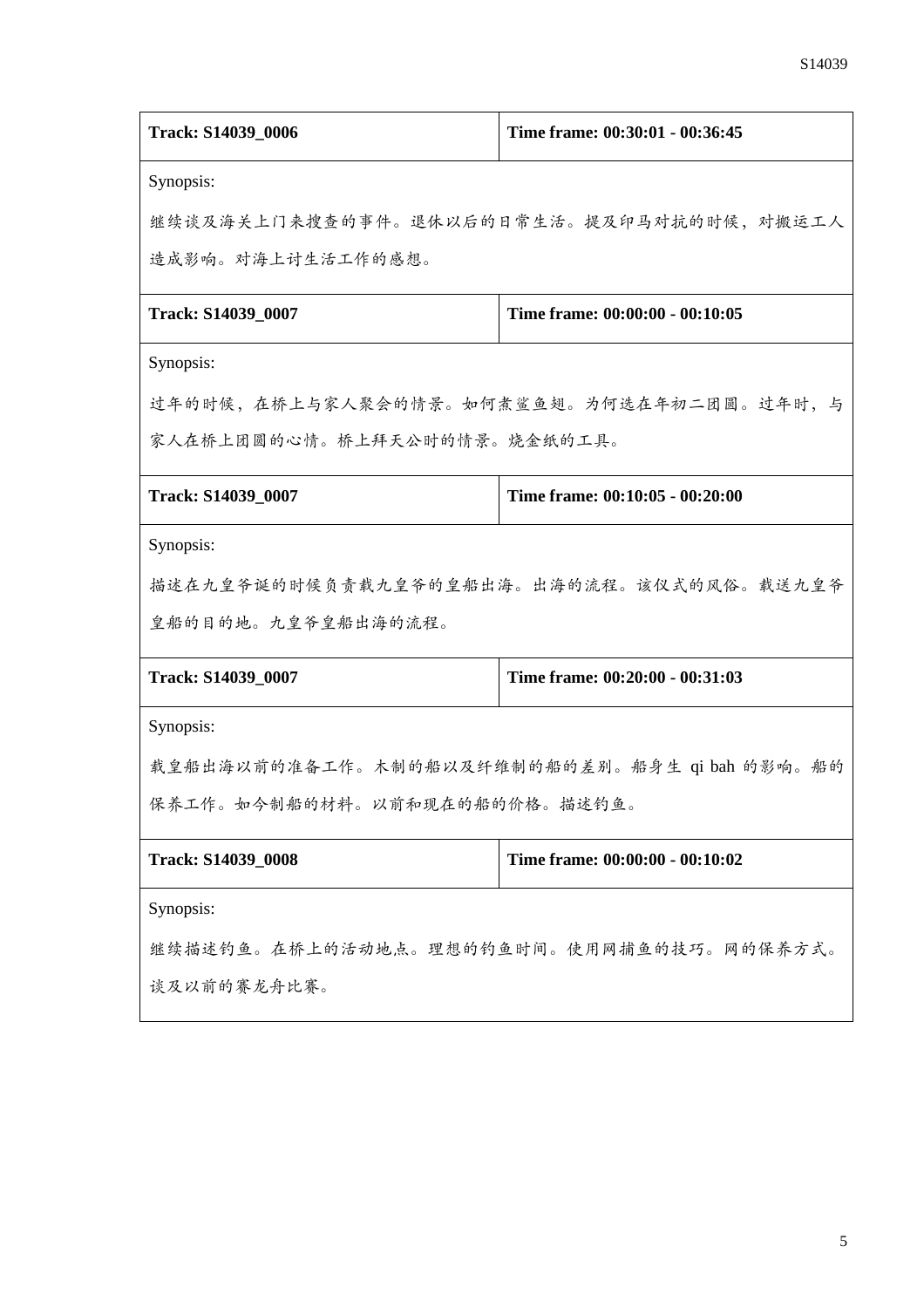| **Track: S14039_0006** | **Time frame: 00:30:01 - 00:36:45** |
|---|---|
| Synopsis:<br>继续谈及海关上门来搜查的事件。退休以后的日常生活。提及印马对抗的时候，对搬运工人造成影响。对海上讨生活工作的感想。 | |
| **Track: S14039_0007** | **Time frame: 00:00:00 - 00:10:05** |
| Synopsis:<br>过年的时候，在桥上与家人聚会的情景。如何煮鲨鱼翅。为何选在年初二团圆。过年时，与家人在桥上团圆的心情。桥上拜天公时的情景。烧金纸的工具。 | |
| **Track: S14039_0007** | **Time frame: 00:10:05 - 00:20:00** |
| Synopsis:<br>描述在九皇爷诞的时候负责载九皇爷的皇船出海。出海的流程。该仪式的风俗。载送九皇爷皇船的目的地。九皇爷皇船出海的流程。 | |
| **Track: S14039_0007** | **Time frame: 00:20:00 - 00:31:03** |
| Synopsis:<br>载皇船出海以前的准备工作。木制的船以及纤维制的船的差别。船身生 qi bah 的影响。船的保养工作。如今制船的材料。以前和现在的船的价格。描述钓鱼。 | |
| **Track: S14039_0008** | **Time frame: 00:00:00 - 00:10:02** |
| Synopsis:<br>继续描述钓鱼。在桥上的活动地点。理想的钓鱼时间。使用网捕鱼的技巧。网的保养方式。谈及以前的赛龙舟比赛。 | |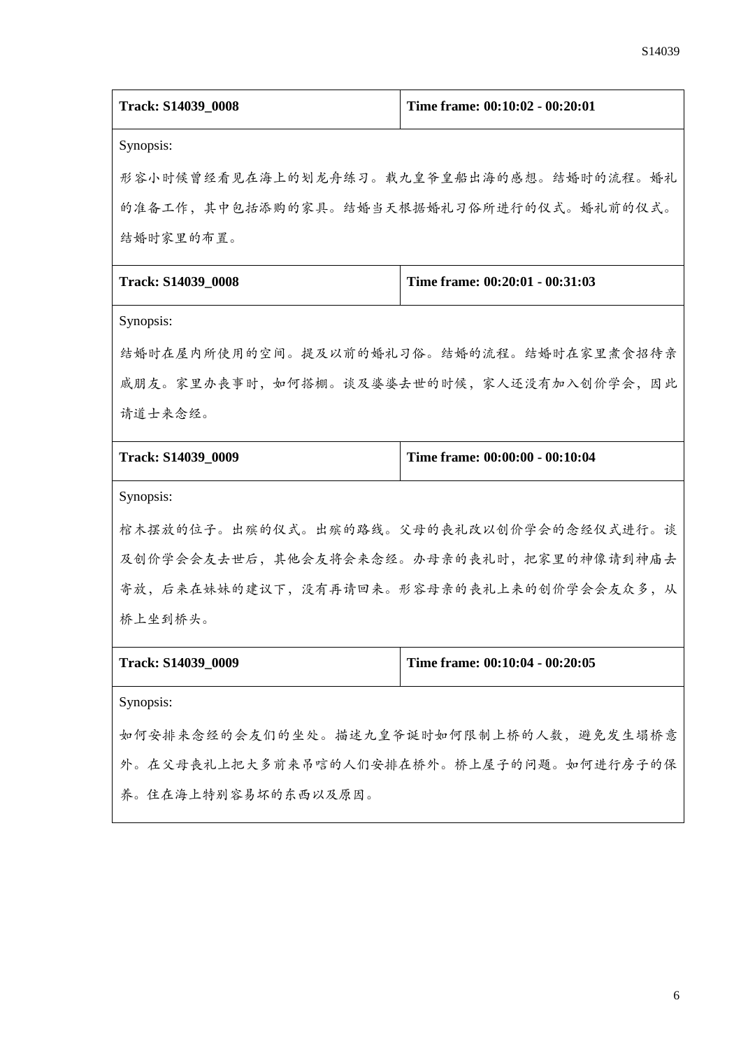| Track: S14039_0008 | Time frame: 00:10:02 - 00:20:01 |
| --- | --- |
| Synopsis:<br>形容小时候曾经看见在海上的划龙舟练习。载九皇爷皇船出海的感想。结婚时的流程。婚礼的准备工作，其中包括添购的家具。结婚当天根据婚礼习俗所进行的仪式。婚礼前的仪式。结婚时家里的布置。 | |
| **Track: S14039_0008** | **Time frame: 00:20:01 - 00:31:03** |
| Synopsis:<br>结婚时在屋内所使用的空间。提及以前的婚礼习俗。结婚的流程。结婚时在家里煮食招待亲戚朋友。家里办丧事时，如何搭棚。谈及婆婆去世的时候，家人还没有加入创价学会，因此请道士来念经。 | |
| **Track: S14039_0009** | **Time frame: 00:00:00 - 00:10:04** |
| Synopsis:<br>棺木摆放的位子。出殡的仪式。出殡的路线。父母的丧礼改以创价学会的念经仪式进行。谈及创价学会会友去世后，其他会友将会来念经。办母亲的丧礼时，把家里的神像请到神庙去寄放，后来在妹妹的建议下，没有再请回来。形容母亲的丧礼上来的创价学会会友众多，从桥上坐到桥头。 | |
| **Track: S14039_0009** | **Time frame: 00:10:04 - 00:20:05** |
| Synopsis:<br>如何安排来念经的会友们的坐处。描述九皇爷诞时如何限制上桥的人数，避免发生塌桥意外。在父母丧礼上把大多前来吊唁的人们安排在桥外。桥上屋子的问题。如何进行房子的保养。住在海上特别容易坏的东西以及原因。 | |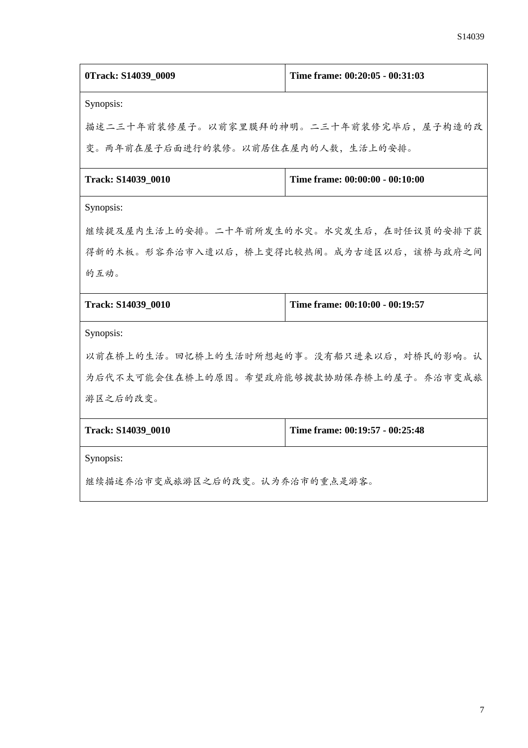| 0Track: S14039_0009 | Time frame: 00:20:05 - 00:31:03 |
|---|---|
| Synopsis:<br>描述二三十年前装修屋子。以前家里膜拜的神明。二三十年前装修完毕后，屋子构造的改变。两年前在屋子后面进行的装修。以前居住在屋内的人数，生活上的安排。 | |

| Track: S14039_0010 | Time frame: 00:00:00 - 00:10:00 |
|---|---|
| Synopsis:<br>继续提及屋内生活上的安排。二十年前所发生的水灾。水灾发生后，在时任议员的安排下获得新的木板。形容乔治市入遗以后，桥上变得比较热闹。成为古迹区以后，该桥与政府之间的互动。 | |

| Track: S14039_0010 | Time frame: 00:10:00 - 00:19:57 |
|---|---|
| Synopsis:<br>以前在桥上的生活。回忆桥上的生活时所想起的事。没有船只进来以后，对桥民的影响。认为后代不太可能会住在桥上的原因。希望政府能够拨款协助保存桥上的屋子。乔治市变成旅游区之后的改变。 | |

| Track: S14039_0010 | Time frame: 00:19:57 - 00:25:48 |
|---|---|
| Synopsis:<br>继续描述乔治市变成旅游区之后的改变。认为乔治市的重点是游客。 | |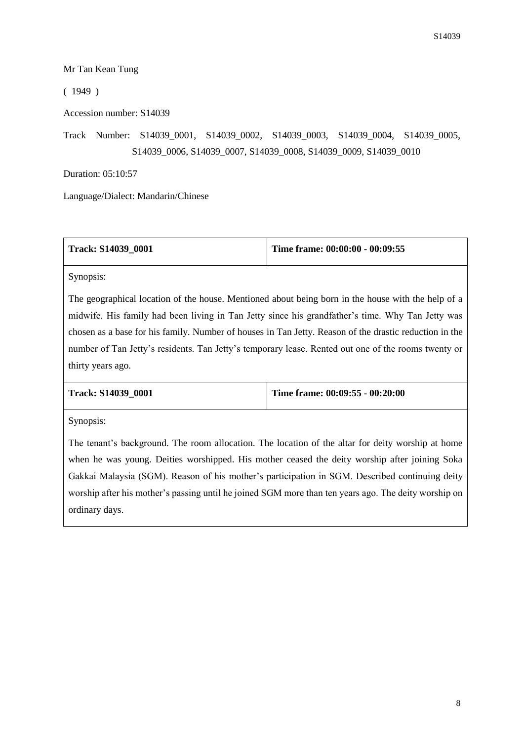Mr Tan Kean Tung

( 1949 )

Accession number: S14039

Track Number: S14039_0001, S14039_0002, S14039_0003, S14039_0004, S14039_0005, S14039_0006, S14039_0007, S14039_0008, S14039_0009, S14039_0010

Duration: 05:10:57

Language/Dialect: Mandarin/Chinese

| **Track: S14039_0001** | **Time frame: 00:00:00 - 00:09:55** |
|---|---|
| Synopsis: The geographical location of the house. Mentioned about being born in the house with the help of a midwife. His family had been living in Tan Jetty since his grandfather's time. Why Tan Jetty was chosen as a base for his family. Number of houses in Tan Jetty. Reason of the drastic reduction in the number of Tan Jetty's residents. Tan Jetty's temporary lease. Rented out one of the rooms twenty or thirty years ago. | |
| **Track: S14039_0001** | **Time frame: 00:09:55 - 00:20:00** |
| Synopsis: The tenant's background. The room allocation. The location of the altar for deity worship at home when he was young. Deities worshipped. His mother ceased the deity worship after joining Soka Gakkai Malaysia (SGM). Reason of his mother's participation in SGM. Described continuing deity worship after his mother's passing until he joined SGM more than ten years ago. The deity worship on ordinary days. | |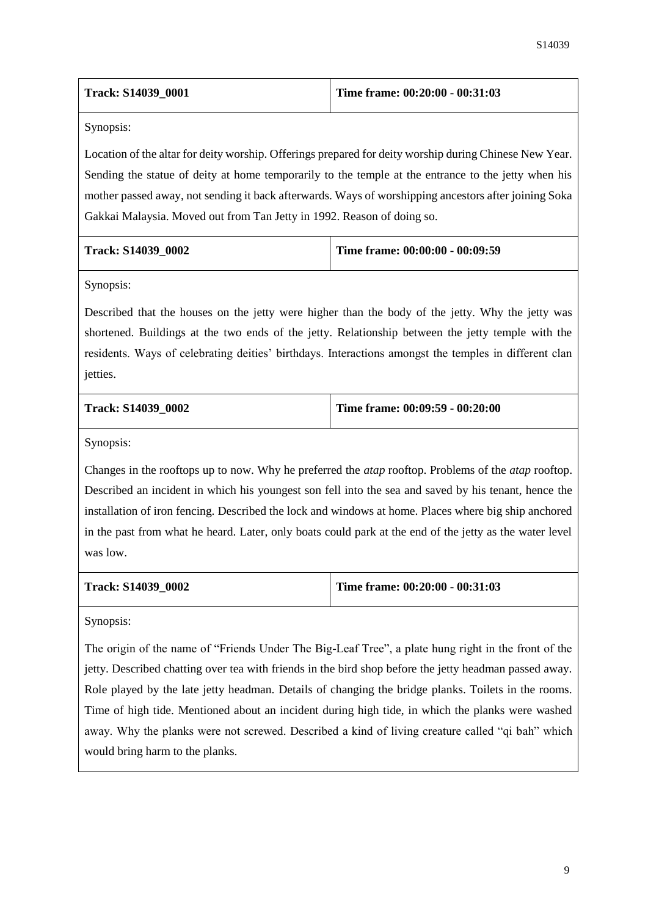| Track: S14039_0001 | Time frame: 00:20:00 - 00:31:03 |
|---|---|

Synopsis:

Location of the altar for deity worship. Offerings prepared for deity worship during Chinese New Year. Sending the statue of deity at home temporarily to the temple at the entrance to the jetty when his mother passed away, not sending it back afterwards. Ways of worshipping ancestors after joining Soka Gakkai Malaysia. Moved out from Tan Jetty in 1992. Reason of doing so.

| Track: S14039_0002 | Time frame: 00:00:00 - 00:09:59 |
|---|---|

Synopsis:

Described that the houses on the jetty were higher than the body of the jetty. Why the jetty was shortened. Buildings at the two ends of the jetty. Relationship between the jetty temple with the residents. Ways of celebrating deities' birthdays. Interactions amongst the temples in different clan jetties.

| Track: S14039_0002 | Time frame: 00:09:59 - 00:20:00 |
|---|---|

Synopsis:

Changes in the rooftops up to now. Why he preferred the *atap* rooftop. Problems of the *atap* rooftop. Described an incident in which his youngest son fell into the sea and saved by his tenant, hence the installation of iron fencing. Described the lock and windows at home. Places where big ship anchored in the past from what he heard. Later, only boats could park at the end of the jetty as the water level was low.

| Track: S14039_0002 | Time frame: 00:20:00 - 00:31:03 |
|---|---|

Synopsis:

The origin of the name of "Friends Under The Big-Leaf Tree", a plate hung right in the front of the jetty. Described chatting over tea with friends in the bird shop before the jetty headman passed away. Role played by the late jetty headman. Details of changing the bridge planks. Toilets in the rooms. Time of high tide. Mentioned about an incident during high tide, in which the planks were washed away. Why the planks were not screwed. Described a kind of living creature called "qi bah" which would bring harm to the planks.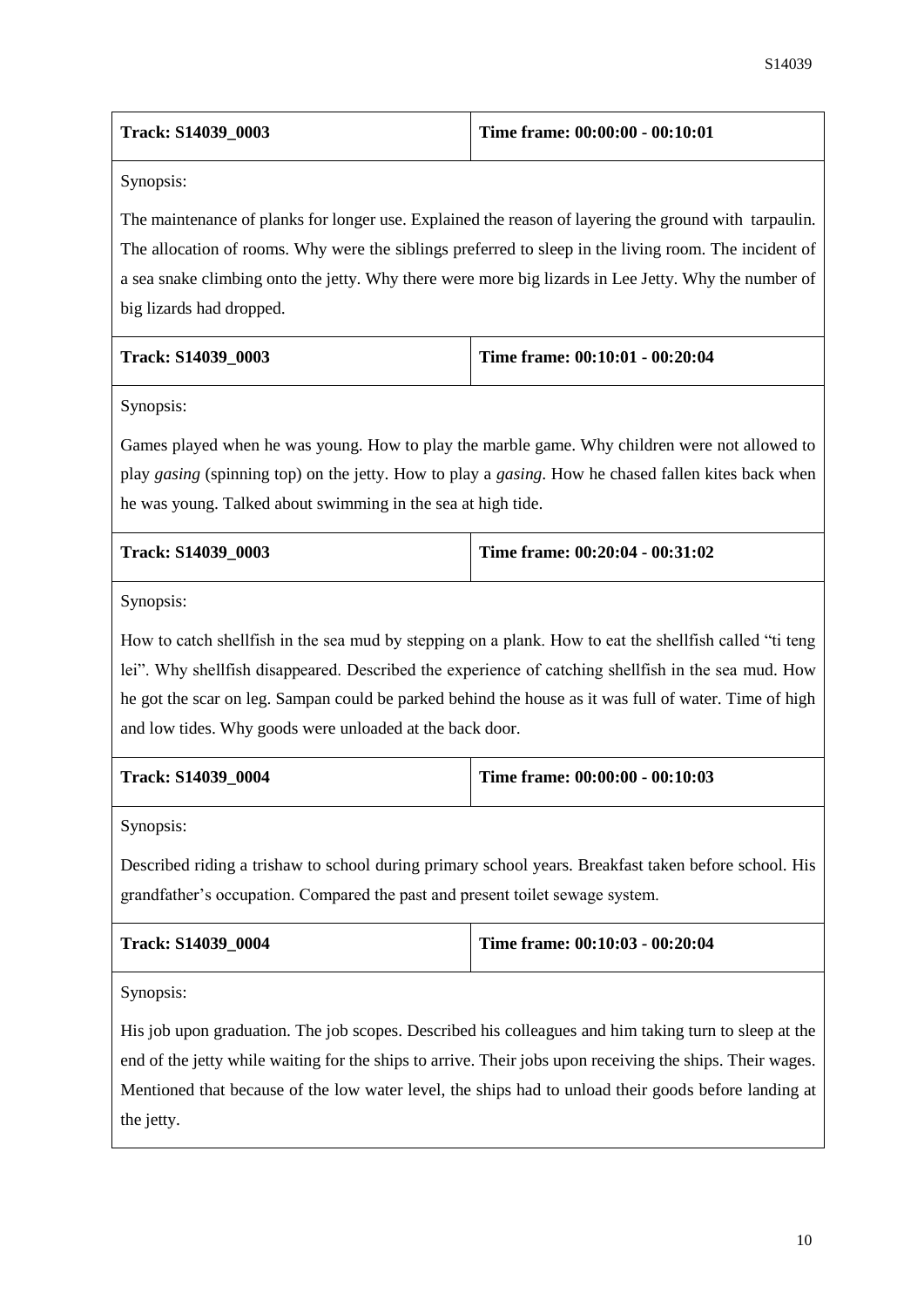| **Track: S14039_0003** | **Time frame: 00:00:00 - 00:10:01** |
|---|---|
| Synopsis: | |
| The maintenance of planks for longer use. Explained the reason of layering the ground with tarpaulin. The allocation of rooms. Why were the siblings preferred to sleep in the living room. The incident of a sea snake climbing onto the jetty. Why there were more big lizards in Lee Jetty. Why the number of big lizards had dropped. | |
| **Track: S14039_0003** | **Time frame: 00:10:01 - 00:20:04** |
| Synopsis: | |
| Games played when he was young. How to play the marble game. Why children were not allowed to play *gasing* (spinning top) on the jetty. How to play a *gasing*. How he chased fallen kites back when he was young. Talked about swimming in the sea at high tide. | |
| **Track: S14039_0003** | **Time frame: 00:20:04 - 00:31:02** |
| Synopsis: | |
| How to catch shellfish in the sea mud by stepping on a plank. How to eat the shellfish called "ti teng lei". Why shellfish disappeared. Described the experience of catching shellfish in the sea mud. How he got the scar on leg. Sampan could be parked behind the house as it was full of water. Time of high and low tides. Why goods were unloaded at the back door. | |
| **Track: S14039_0004** | **Time frame: 00:00:00 - 00:10:03** |
| Synopsis: | |
| Described riding a trishaw to school during primary school years. Breakfast taken before school. His grandfather's occupation. Compared the past and present toilet sewage system. | |
| **Track: S14039_0004** | **Time frame: 00:10:03 - 00:20:04** |
| Synopsis: | |
| His job upon graduation. The job scopes. Described his colleagues and him taking turn to sleep at the end of the jetty while waiting for the ships to arrive. Their jobs upon receiving the ships. Their wages. Mentioned that because of the low water level, the ships had to unload their goods before landing at the jetty. | |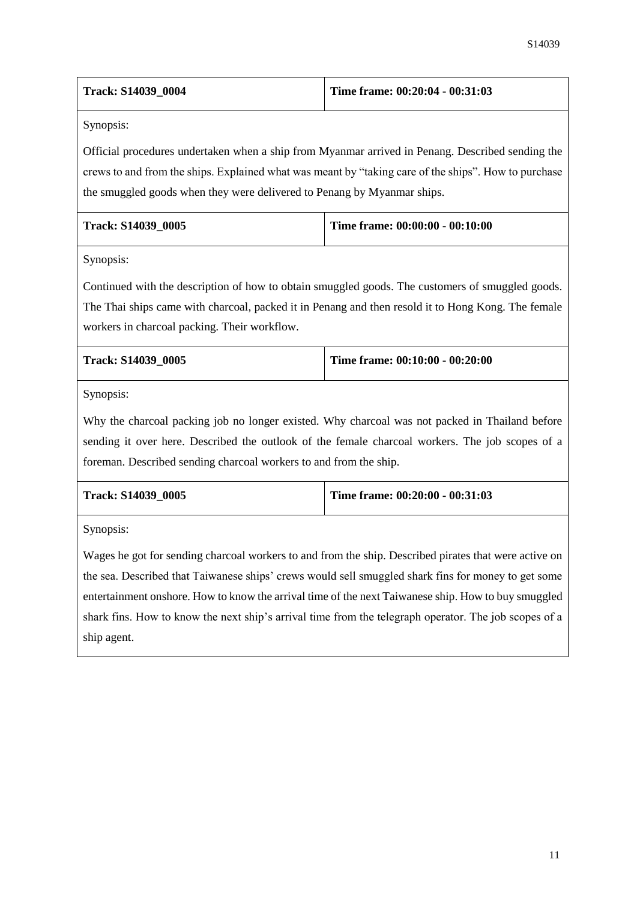| Track: S14039_0004 | Time frame: 00:20:04 - 00:31:03 |
| --- | --- |

Synopsis:

Official procedures undertaken when a ship from Myanmar arrived in Penang. Described sending the crews to and from the ships. Explained what was meant by "taking care of the ships". How to purchase the smuggled goods when they were delivered to Penang by Myanmar ships.

| Track: S14039_0005 | Time frame: 00:00:00 - 00:10:00 |
| --- | --- |

Synopsis:

Continued with the description of how to obtain smuggled goods. The customers of smuggled goods. The Thai ships came with charcoal, packed it in Penang and then resold it to Hong Kong. The female workers in charcoal packing. Their workflow.

| Track: S14039_0005 | Time frame: 00:10:00 - 00:20:00 |
| --- | --- |

Synopsis:

Why the charcoal packing job no longer existed. Why charcoal was not packed in Thailand before sending it over here. Described the outlook of the female charcoal workers. The job scopes of a foreman. Described sending charcoal workers to and from the ship.

| Track: S14039_0005 | Time frame: 00:20:00 - 00:31:03 |
| --- | --- |

Synopsis:

Wages he got for sending charcoal workers to and from the ship. Described pirates that were active on the sea. Described that Taiwanese ships' crews would sell smuggled shark fins for money to get some entertainment onshore. How to know the arrival time of the next Taiwanese ship. How to buy smuggled shark fins. How to know the next ship's arrival time from the telegraph operator. The job scopes of a ship agent.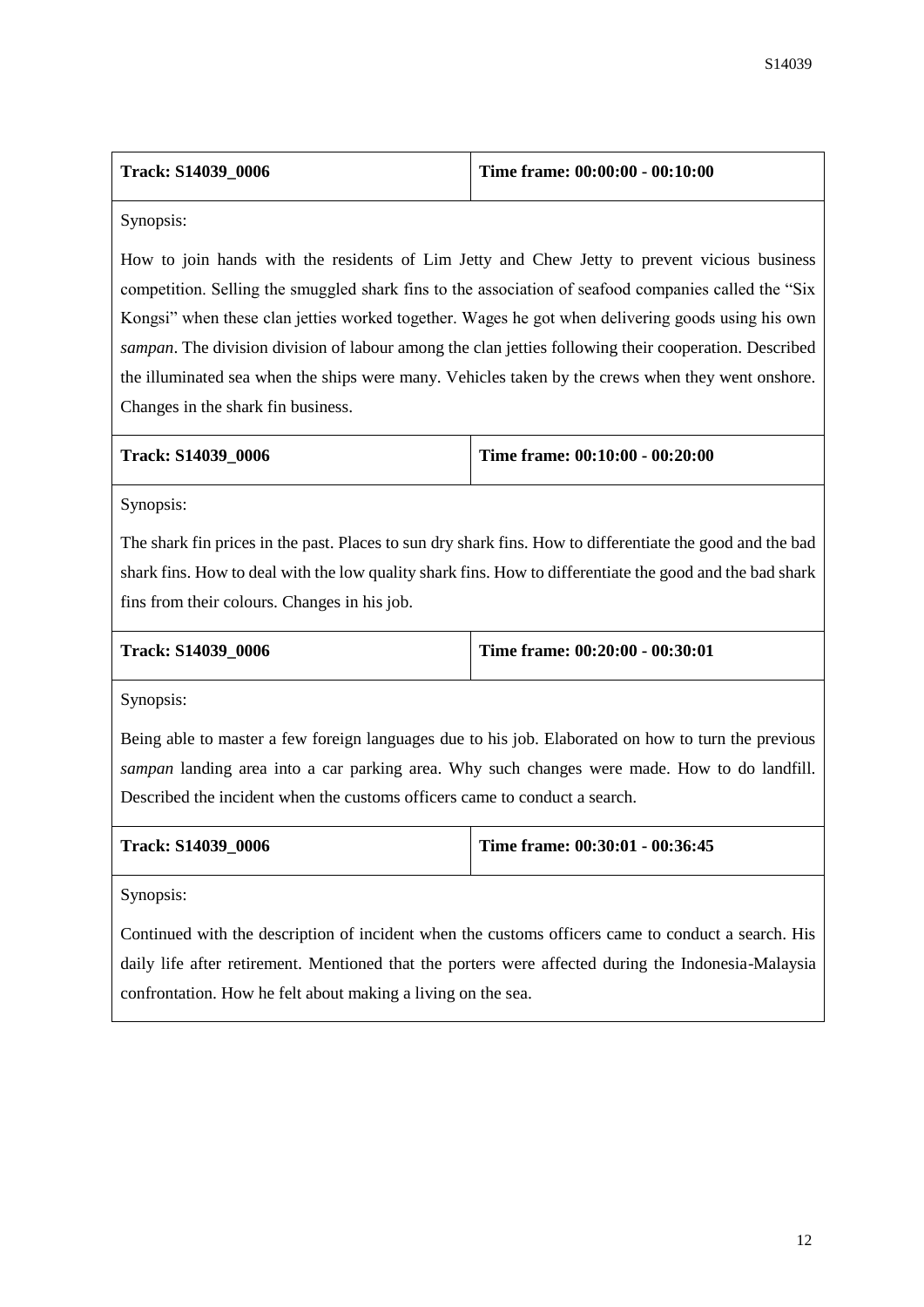| **Track: S14039_0006** | **Time frame: 00:00:00 - 00:10:00** |
|---|---|
| Synopsis: | |
| How to join hands with the residents of Lim Jetty and Chew Jetty to prevent vicious business competition. Selling the smuggled shark fins to the association of seafood companies called the "Six Kongsi" when these clan jetties worked together. Wages he got when delivering goods using his own *sampan*. The division division of labour among the clan jetties following their cooperation. Described the illuminated sea when the ships were many. Vehicles taken by the crews when they went onshore. Changes in the shark fin business. | |

| **Track: S14039_0006** | **Time frame: 00:10:00 - 00:20:00** |
|---|---|
| Synopsis: | |
| The shark fin prices in the past. Places to sun dry shark fins. How to differentiate the good and the bad shark fins. How to deal with the low quality shark fins. How to differentiate the good and the bad shark fins from their colours. Changes in his job. | |

| **Track: S14039_0006** | **Time frame: 00:20:00 - 00:30:01** |
|---|---|
| Synopsis: | |
| Being able to master a few foreign languages due to his job. Elaborated on how to turn the previous *sampan* landing area into a car parking area. Why such changes were made. How to do landfill. Described the incident when the customs officers came to conduct a search. | |

| **Track: S14039_0006** | **Time frame: 00:30:01 - 00:36:45** |
|---|---|
| Synopsis: | |
| Continued with the description of incident when the customs officers came to conduct a search. His daily life after retirement. Mentioned that the porters were affected during the Indonesia-Malaysia confrontation. How he felt about making a living on the sea. | |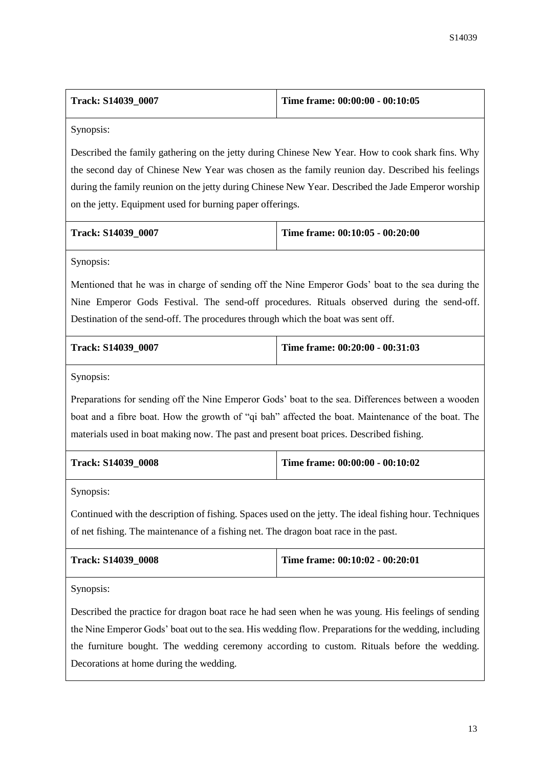| Track: S14039_0007 | Time frame: 00:00:00 - 00:10:05 |
|---|---|

Synopsis:

Described the family gathering on the jetty during Chinese New Year. How to cook shark fins. Why the second day of Chinese New Year was chosen as the family reunion day. Described his feelings during the family reunion on the jetty during Chinese New Year. Described the Jade Emperor worship on the jetty. Equipment used for burning paper offerings.

| Track: S14039_0007 | Time frame: 00:10:05 - 00:20:00 |
|---|---|

Synopsis:

Mentioned that he was in charge of sending off the Nine Emperor Gods' boat to the sea during the Nine Emperor Gods Festival. The send-off procedures. Rituals observed during the send-off. Destination of the send-off. The procedures through which the boat was sent off.

| Track: S14039_0007 | Time frame: 00:20:00 - 00:31:03 |
|---|---|

Synopsis:

Preparations for sending off the Nine Emperor Gods' boat to the sea. Differences between a wooden boat and a fibre boat. How the growth of "qi bah" affected the boat. Maintenance of the boat. The materials used in boat making now. The past and present boat prices. Described fishing.

| Track: S14039_0008 | Time frame: 00:00:00 - 00:10:02 |
|---|---|

Synopsis:

Continued with the description of fishing. Spaces used on the jetty. The ideal fishing hour. Techniques of net fishing. The maintenance of a fishing net. The dragon boat race in the past.

| Track: S14039_0008 | Time frame: 00:10:02 - 00:20:01 |
|---|---|

Synopsis:

Described the practice for dragon boat race he had seen when he was young. His feelings of sending the Nine Emperor Gods' boat out to the sea. His wedding flow. Preparations for the wedding, including the furniture bought. The wedding ceremony according to custom. Rituals before the wedding. Decorations at home during the wedding.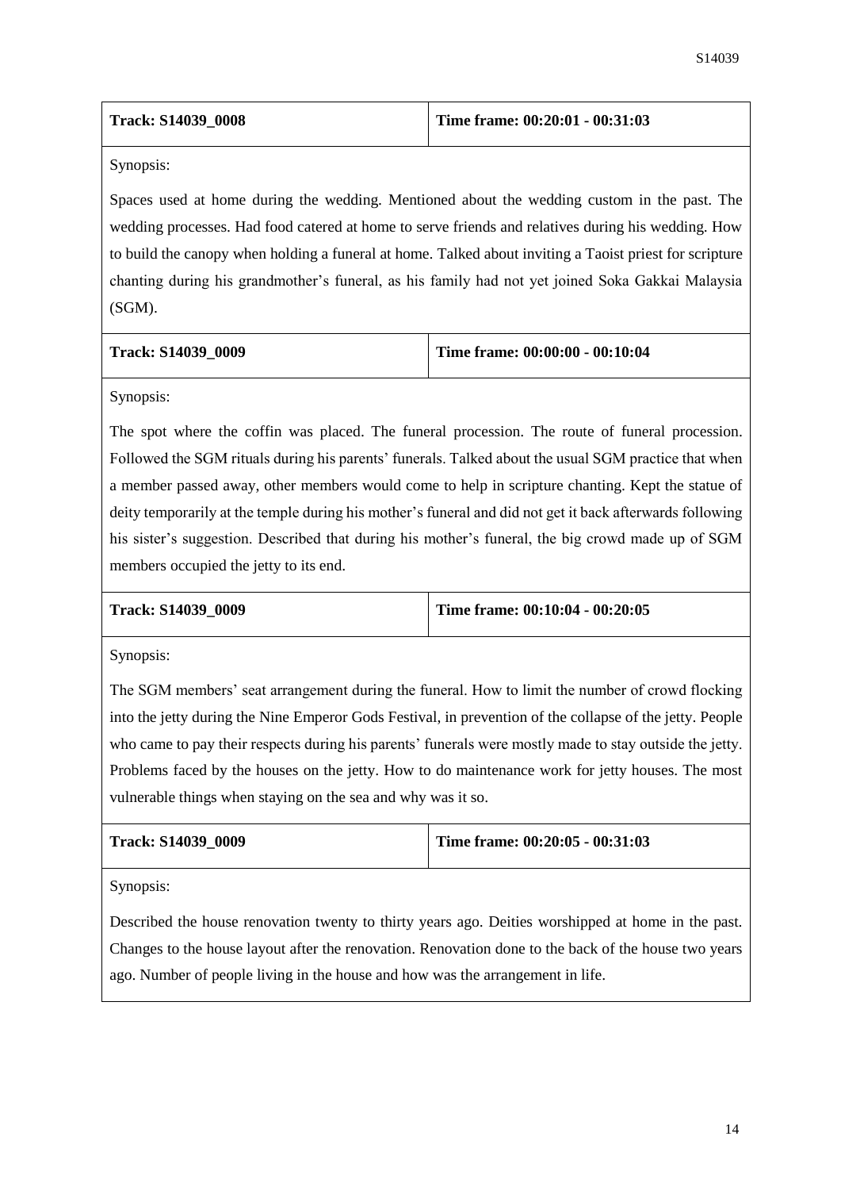| **Track: S14039_0008** | **Time frame: 00:20:01 - 00:31:03** |
|---|---|

Synopsis:

Spaces used at home during the wedding. Mentioned about the wedding custom in the past. The wedding processes. Had food catered at home to serve friends and relatives during his wedding. How to build the canopy when holding a funeral at home. Talked about inviting a Taoist priest for scripture chanting during his grandmother's funeral, as his family had not yet joined Soka Gakkai Malaysia (SGM).

| **Track: S14039_0009** | **Time frame: 00:00:00 - 00:10:04** |
|---|---|

Synopsis:

The spot where the coffin was placed. The funeral procession. The route of funeral procession. Followed the SGM rituals during his parents' funerals. Talked about the usual SGM practice that when a member passed away, other members would come to help in scripture chanting. Kept the statue of deity temporarily at the temple during his mother's funeral and did not get it back afterwards following his sister's suggestion. Described that during his mother's funeral, the big crowd made up of SGM members occupied the jetty to its end.

| **Track: S14039_0009** | **Time frame: 00:10:04 - 00:20:05** |
|---|---|

Synopsis:

The SGM members' seat arrangement during the funeral. How to limit the number of crowd flocking into the jetty during the Nine Emperor Gods Festival, in prevention of the collapse of the jetty. People who came to pay their respects during his parents' funerals were mostly made to stay outside the jetty. Problems faced by the houses on the jetty. How to do maintenance work for jetty houses. The most vulnerable things when staying on the sea and why was it so.

| **Track: S14039_0009** | **Time frame: 00:20:05 - 00:31:03** |
|---|---|

Synopsis:

Described the house renovation twenty to thirty years ago. Deities worshipped at home in the past. Changes to the house layout after the renovation. Renovation done to the back of the house two years ago. Number of people living in the house and how was the arrangement in life.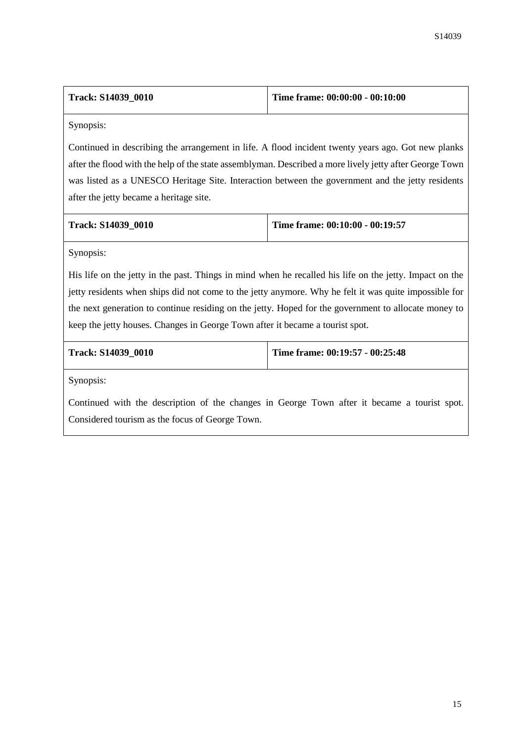| Track: S14039_0010 | Time frame: 00:00:00 - 00:10:00 |
| --- | --- |

Synopsis:

Continued in describing the arrangement in life. A flood incident twenty years ago. Got new planks after the flood with the help of the state assemblyman. Described a more lively jetty after George Town was listed as a UNESCO Heritage Site. Interaction between the government and the jetty residents after the jetty became a heritage site.

| Track: S14039_0010 | Time frame: 00:10:00 - 00:19:57 |
| --- | --- |

Synopsis:

His life on the jetty in the past. Things in mind when he recalled his life on the jetty. Impact on the jetty residents when ships did not come to the jetty anymore. Why he felt it was quite impossible for the next generation to continue residing on the jetty. Hoped for the government to allocate money to keep the jetty houses. Changes in George Town after it became a tourist spot.

| Track: S14039_0010 | Time frame: 00:19:57 - 00:25:48 |
| --- | --- |

Synopsis:

Continued with the description of the changes in George Town after it became a tourist spot. Considered tourism as the focus of George Town.